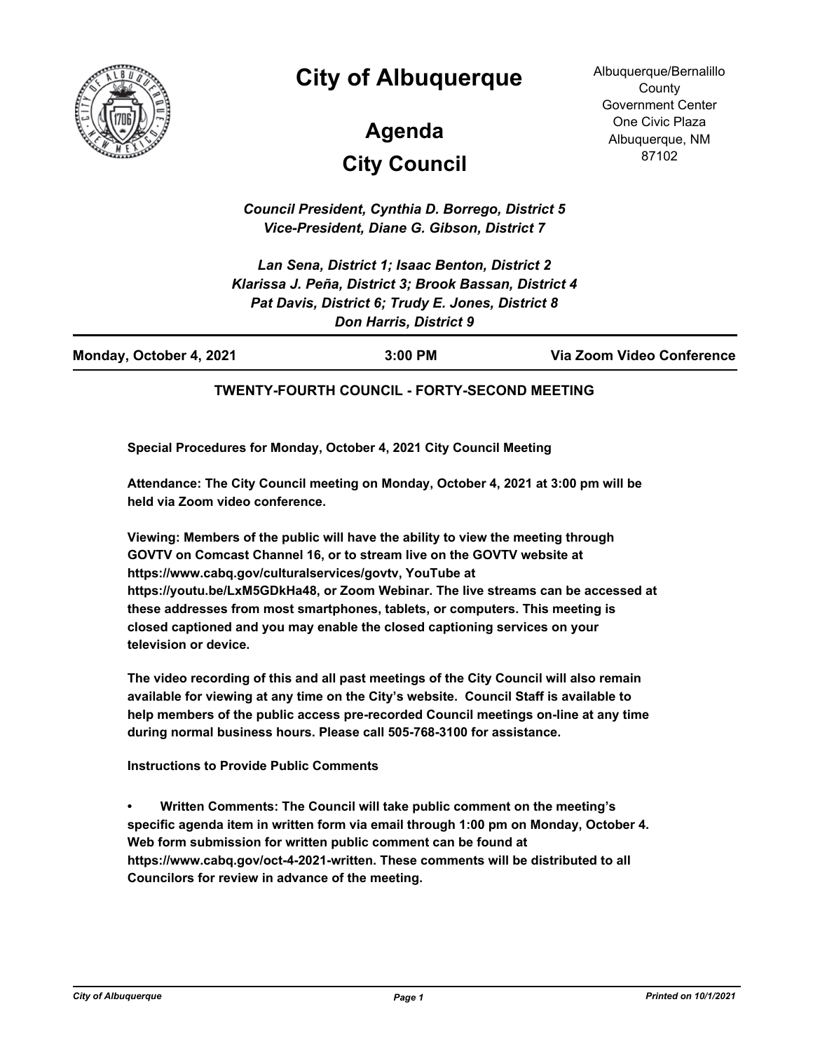# City of Albuquerque

## Agenda

## City Council

Albuquerque/Bernalillo County
Government Center
One Civic Plaza
Albuquerque, NM
87102

*Council President, Cynthia D. Borrego, District 5*
*Vice-President, Diane G. Gibson, District 7*

*Lan Sena, District 1; Isaac Benton, District 2*
*Klarissa J. Peña, District 3; Brook Bassan, District 4*
*Pat Davis, District 6; Trudy E. Jones, District 8*
*Don Harris, District 9*

**Monday, October 4, 2021** | **3:00 PM** | **Via Zoom Video Conference**

**TWENTY-FOURTH COUNCIL - FORTY-SECOND MEETING**

**Special Procedures for Monday, October 4, 2021 City Council Meeting**

**Attendance: The City Council meeting on Monday, October 4, 2021 at 3:00 pm will be held via Zoom video conference.**

**Viewing: Members of the public will have the ability to view the meeting through GOVTV on Comcast Channel 16, or to stream live on the GOVTV website at https://www.cabq.gov/culturalservices/govtv, YouTube at https://youtu.be/LxM5GDkHa48, or Zoom Webinar. The live streams can be accessed at these addresses from most smartphones, tablets, or computers. This meeting is closed captioned and you may enable the closed captioning services on your television or device.**

**The video recording of this and all past meetings of the City Council will also remain available for viewing at any time on the City's website. Council Staff is available to help members of the public access pre-recorded Council meetings on-line at any time during normal business hours. Please call 505-768-3100 for assistance.**

**Instructions to Provide Public Comments**

- **Written Comments: The Council will take public comment on the meeting's specific agenda item in written form via email through 1:00 pm on Monday, October 4. Web form submission for written public comment can be found at https://www.cabq.gov/oct-4-2021-written. These comments will be distributed to all Councilors for review in advance of the meeting.**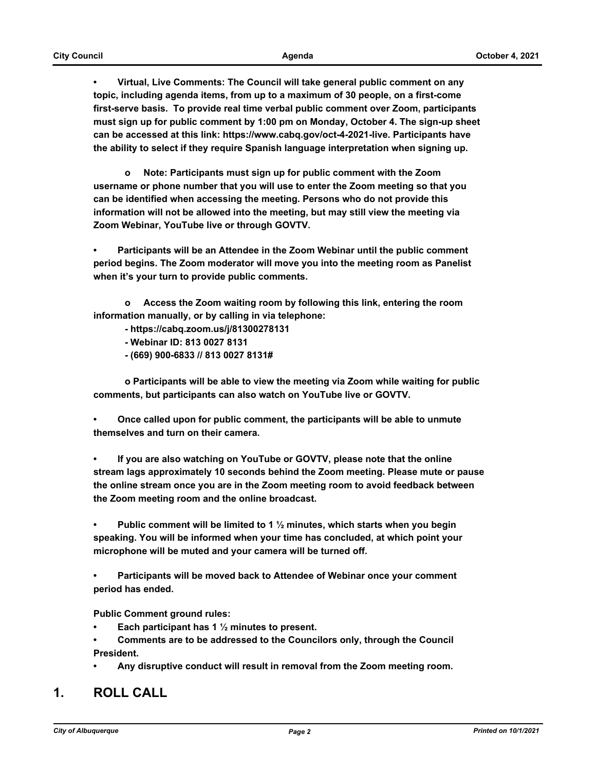- **Virtual, Live Comments: The Council will take general public comment on any topic, including agenda items, from up to a maximum of 30 people, on a first-come first-serve basis. To provide real time verbal public comment over Zoom, participants must sign up for public comment by 1:00 pm on Monday, October 4. The sign-up sheet can be accessed at this link: https://www.cabq.gov/oct-4-2021-live. Participants have the ability to select if they require Spanish language interpretation when signing up.**

  - **Note: Participants must sign up for public comment with the Zoom username or phone number that you will use to enter the Zoom meeting so that you can be identified when accessing the meeting. Persons who do not provide this information will not be allowed into the meeting, but may still view the meeting via Zoom Webinar, YouTube live or through GOVTV.**

- **Participants will be an Attendee in the Zoom Webinar until the public comment period begins. The Zoom moderator will move you into the meeting room as Panelist when it's your turn to provide public comments.**

  - **Access the Zoom waiting room by following this link, entering the room information manually, or by calling in via telephone:**
    - **https://cabq.zoom.us/j/81300278131**
    - **Webinar ID: 813 0027 8131**
    - **(669) 900-6833 // 813 0027 8131#**

  - **Participants will be able to view the meeting via Zoom while waiting for public comments, but participants can also watch on YouTube live or GOVTV.**

- **Once called upon for public comment, the participants will be able to unmute themselves and turn on their camera.**

- **If you are also watching on YouTube or GOVTV, please note that the online stream lags approximately 10 seconds behind the Zoom meeting. Please mute or pause the online stream once you are in the Zoom meeting room to avoid feedback between the Zoom meeting room and the online broadcast.**

- **Public comment will be limited to 1 ½ minutes, which starts when you begin speaking. You will be informed when your time has concluded, at which point your microphone will be muted and your camera will be turned off.**

- **Participants will be moved back to Attendee of Webinar once your comment period has ended.**

**Public Comment ground rules:**

- **Each participant has 1 ½ minutes to present.**
- **Comments are to be addressed to the Councilors only, through the Council President.**
- **Any disruptive conduct will result in removal from the Zoom meeting room.**

# 1. ROLL CALL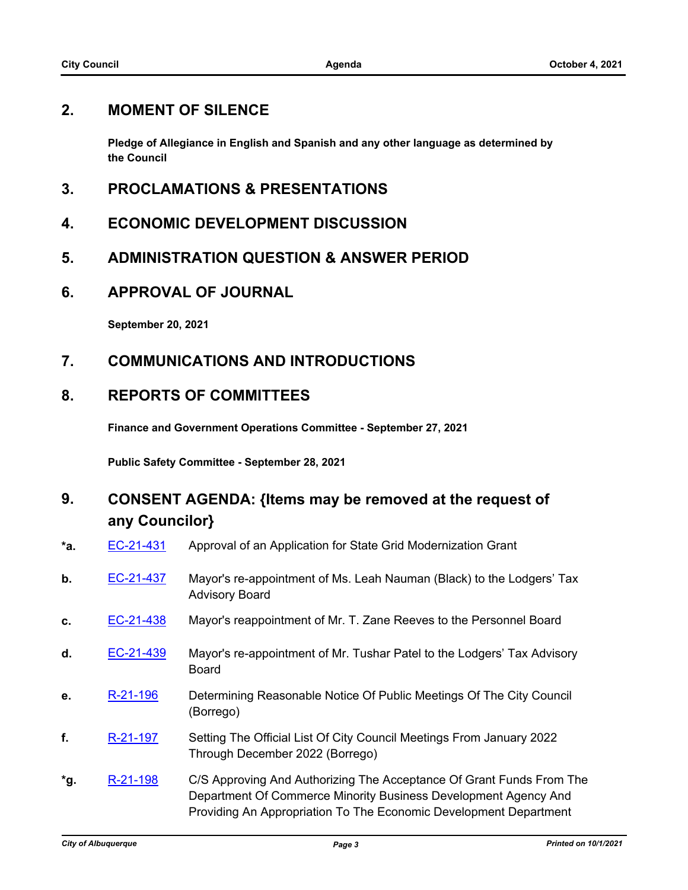## 2. MOMENT OF SILENCE

**Pledge of Allegiance in English and Spanish and any other language as determined by the Council**

## 3. PROCLAMATIONS & PRESENTATIONS

## 4. ECONOMIC DEVELOPMENT DISCUSSION

## 5. ADMINISTRATION QUESTION & ANSWER PERIOD

## 6. APPROVAL OF JOURNAL

**September 20, 2021**

## 7. COMMUNICATIONS AND INTRODUCTIONS

## 8. REPORTS OF COMMITTEES

**Finance and Government Operations Committee - September 27, 2021**

**Public Safety Committee - September 28, 2021**

## 9. CONSENT AGENDA: {Items may be removed at the request of any Councilor}

| | | |
|---|---|---|
| *a. | EC-21-431 | Approval of an Application for State Grid Modernization Grant |
| b. | EC-21-437 | Mayor's re-appointment of Ms. Leah Nauman (Black) to the Lodgers' Tax Advisory Board |
| c. | EC-21-438 | Mayor's reappointment of Mr. T. Zane Reeves to the Personnel Board |
| d. | EC-21-439 | Mayor's re-appointment of Mr. Tushar Patel to the Lodgers' Tax Advisory Board |
| e. | R-21-196 | Determining Reasonable Notice Of Public Meetings Of The City Council (Borrego) |
| f. | R-21-197 | Setting The Official List Of City Council Meetings From January 2022 Through December 2022 (Borrego) |
| *g. | R-21-198 | C/S Approving And Authorizing The Acceptance Of Grant Funds From The Department Of Commerce Minority Business Development Agency And Providing An Appropriation To The Economic Development Department |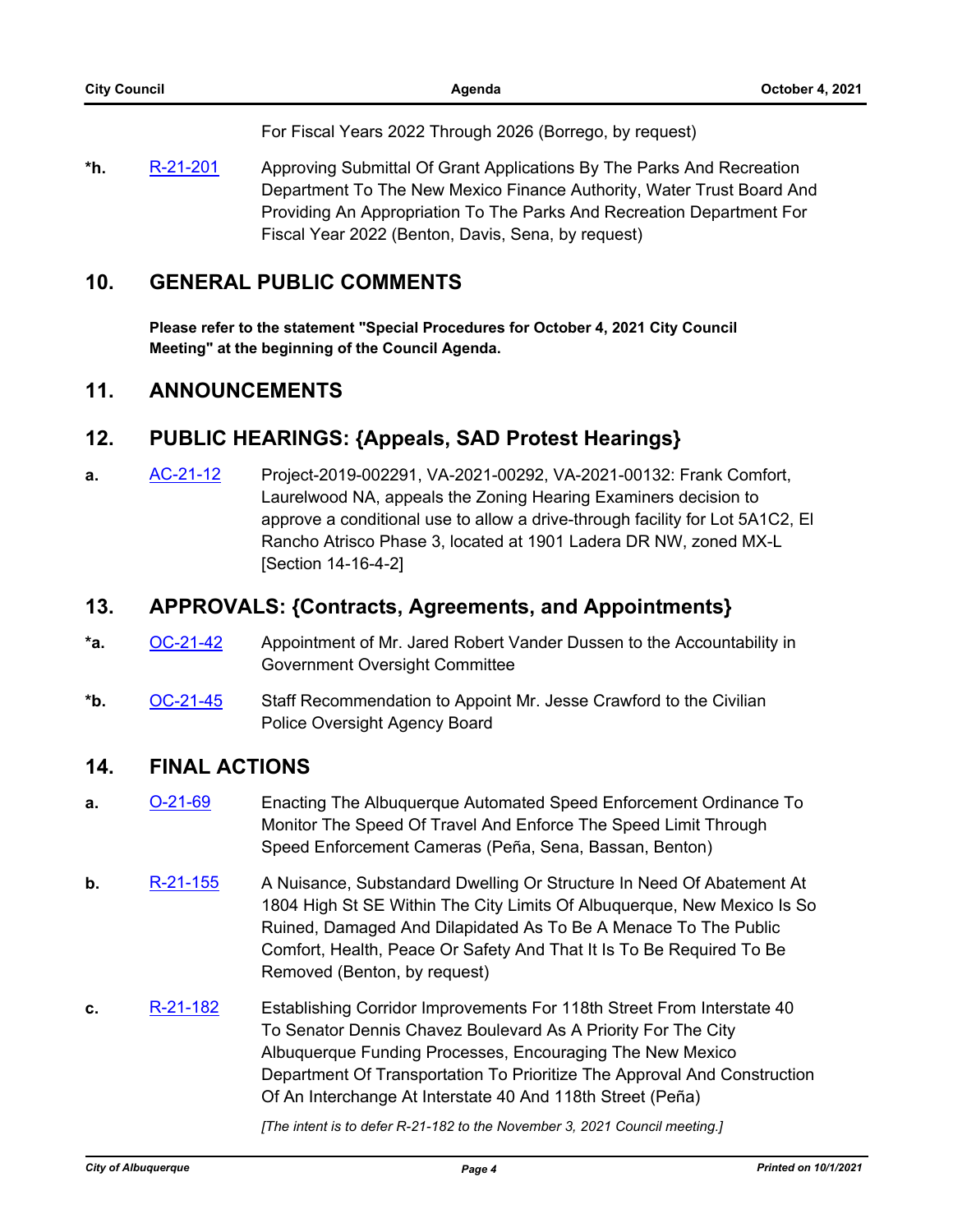For Fiscal Years 2022 Through 2026 (Borrego, by request)

**\*h.** R-21-201 Approving Submittal Of Grant Applications By The Parks And Recreation Department To The New Mexico Finance Authority, Water Trust Board And Providing An Appropriation To The Parks And Recreation Department For Fiscal Year 2022 (Benton, Davis, Sena, by request)

## 10. GENERAL PUBLIC COMMENTS

**Please refer to the statement "Special Procedures for October 4, 2021 City Council Meeting" at the beginning of the Council Agenda.**

## 11. ANNOUNCEMENTS

## 12. PUBLIC HEARINGS: {Appeals, SAD Protest Hearings}

**a.** AC-21-12 Project-2019-002291, VA-2021-00292, VA-2021-00132: Frank Comfort, Laurelwood NA, appeals the Zoning Hearing Examiners decision to approve a conditional use to allow a drive-through facility for Lot 5A1C2, El Rancho Atrisco Phase 3, located at 1901 Ladera DR NW, zoned MX-L [Section 14-16-4-2]

## 13. APPROVALS: {Contracts, Agreements, and Appointments}

**\*a.** OC-21-42 Appointment of Mr. Jared Robert Vander Dussen to the Accountability in Government Oversight Committee

**\*b.** OC-21-45 Staff Recommendation to Appoint Mr. Jesse Crawford to the Civilian Police Oversight Agency Board

## 14. FINAL ACTIONS

**a.** O-21-69 Enacting The Albuquerque Automated Speed Enforcement Ordinance To Monitor The Speed Of Travel And Enforce The Speed Limit Through Speed Enforcement Cameras (Peña, Sena, Bassan, Benton)

**b.** R-21-155 A Nuisance, Substandard Dwelling Or Structure In Need Of Abatement At 1804 High St SE Within The City Limits Of Albuquerque, New Mexico Is So Ruined, Damaged And Dilapidated As To Be A Menace To The Public Comfort, Health, Peace Or Safety And That It Is To Be Required To Be Removed (Benton, by request)

**c.** R-21-182 Establishing Corridor Improvements For 118th Street From Interstate 40 To Senator Dennis Chavez Boulevard As A Priority For The City Albuquerque Funding Processes, Encouraging The New Mexico Department Of Transportation To Prioritize The Approval And Construction Of An Interchange At Interstate 40 And 118th Street (Peña)

*[The intent is to defer R-21-182 to the November 3, 2021 Council meeting.]*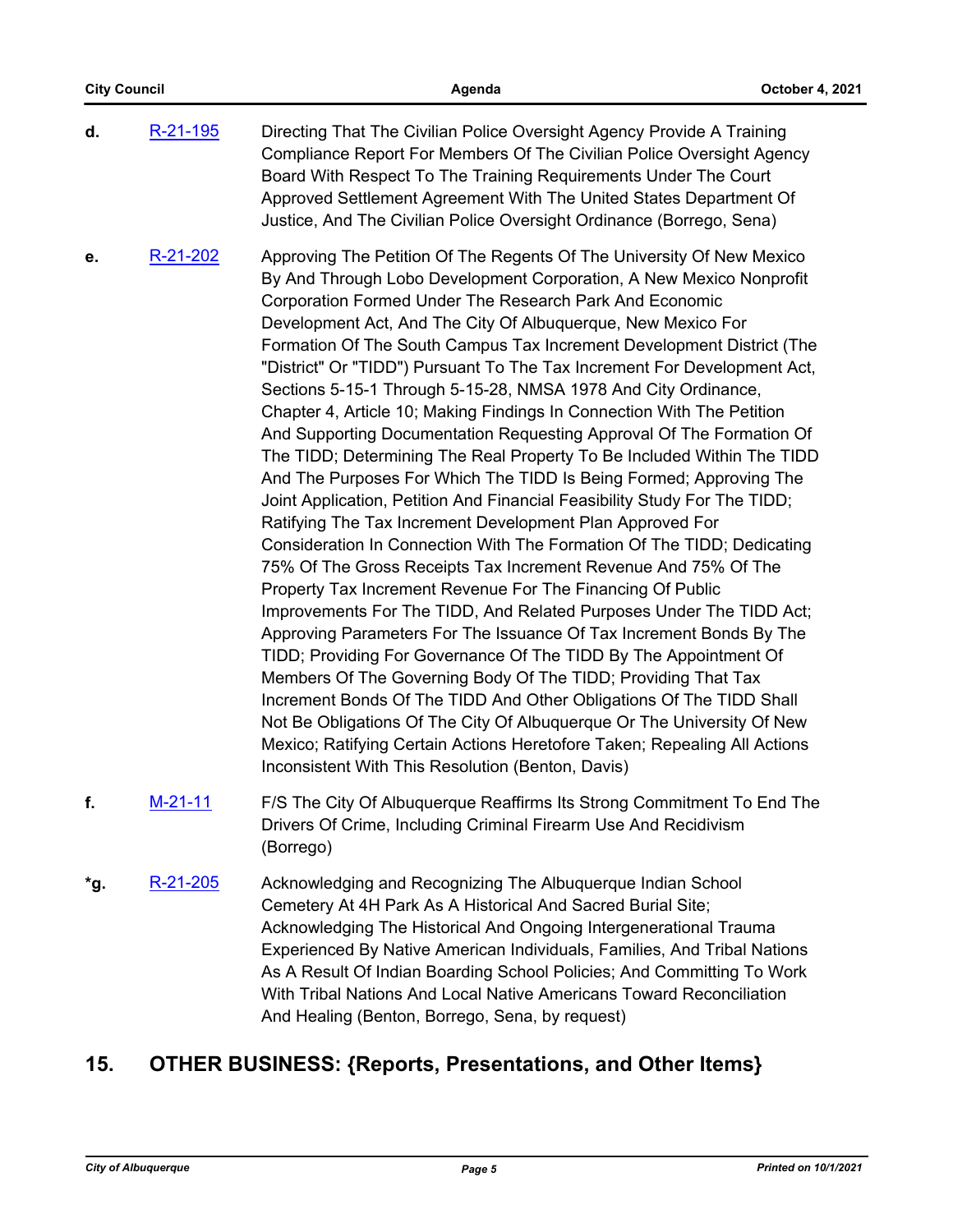**d.** [R-21-195] Directing That The Civilian Police Oversight Agency Provide A Training Compliance Report For Members Of The Civilian Police Oversight Agency Board With Respect To The Training Requirements Under The Court Approved Settlement Agreement With The United States Department Of Justice, And The Civilian Police Oversight Ordinance (Borrego, Sena)

**e.** [R-21-202] Approving The Petition Of The Regents Of The University Of New Mexico By And Through Lobo Development Corporation, A New Mexico Nonprofit Corporation Formed Under The Research Park And Economic Development Act, And The City Of Albuquerque, New Mexico For Formation Of The South Campus Tax Increment Development District (The "District" Or "TIDD") Pursuant To The Tax Increment For Development Act, Sections 5-15-1 Through 5-15-28, NMSA 1978 And City Ordinance, Chapter 4, Article 10; Making Findings In Connection With The Petition And Supporting Documentation Requesting Approval Of The Formation Of The TIDD; Determining The Real Property To Be Included Within The TIDD And The Purposes For Which The TIDD Is Being Formed; Approving The Joint Application, Petition And Financial Feasibility Study For The TIDD; Ratifying The Tax Increment Development Plan Approved For Consideration In Connection With The Formation Of The TIDD; Dedicating 75% Of The Gross Receipts Tax Increment Revenue And 75% Of The Property Tax Increment Revenue For The Financing Of Public Improvements For The TIDD, And Related Purposes Under The TIDD Act; Approving Parameters For The Issuance Of Tax Increment Bonds By The TIDD; Providing For Governance Of The TIDD By The Appointment Of Members Of The Governing Body Of The TIDD; Providing That Tax Increment Bonds Of The TIDD And Other Obligations Of The TIDD Shall Not Be Obligations Of The City Of Albuquerque Or The University Of New Mexico; Ratifying Certain Actions Heretofore Taken; Repealing All Actions Inconsistent With This Resolution (Benton, Davis)

**f.** [M-21-11] F/S The City Of Albuquerque Reaffirms Its Strong Commitment To End The Drivers Of Crime, Including Criminal Firearm Use And Recidivism (Borrego)

**\*g.** [R-21-205] Acknowledging and Recognizing The Albuquerque Indian School Cemetery At 4H Park As A Historical And Sacred Burial Site; Acknowledging The Historical And Ongoing Intergenerational Trauma Experienced By Native American Individuals, Families, And Tribal Nations As A Result Of Indian Boarding School Policies; And Committing To Work With Tribal Nations And Local Native Americans Toward Reconciliation And Healing (Benton, Borrego, Sena, by request)

## 15. OTHER BUSINESS: {Reports, Presentations, and Other Items}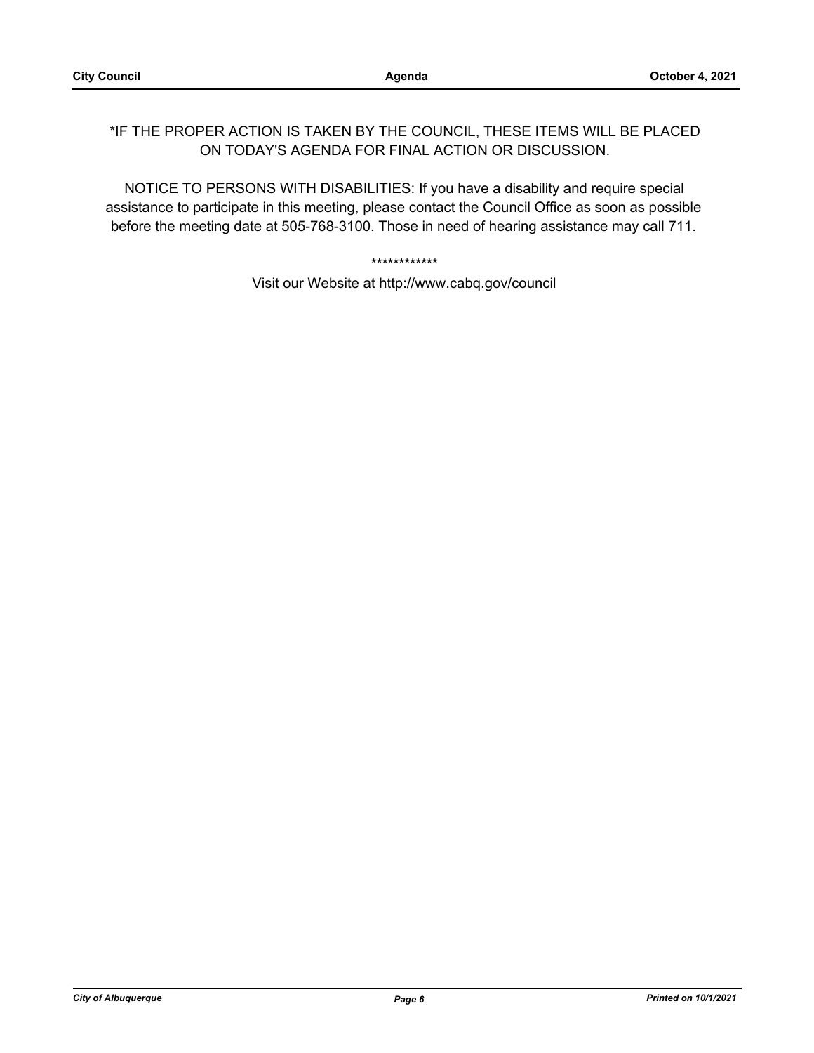*IF THE PROPER ACTION IS TAKEN BY THE COUNCIL, THESE ITEMS WILL BE PLACED ON TODAY'S AGENDA FOR FINAL ACTION OR DISCUSSION.

NOTICE TO PERSONS WITH DISABILITIES: If you have a disability and require special assistance to participate in this meeting, please contact the Council Office as soon as possible before the meeting date at 505-768-3100. Those in need of hearing assistance may call 711.

************

Visit our Website at http://www.cabq.gov/council